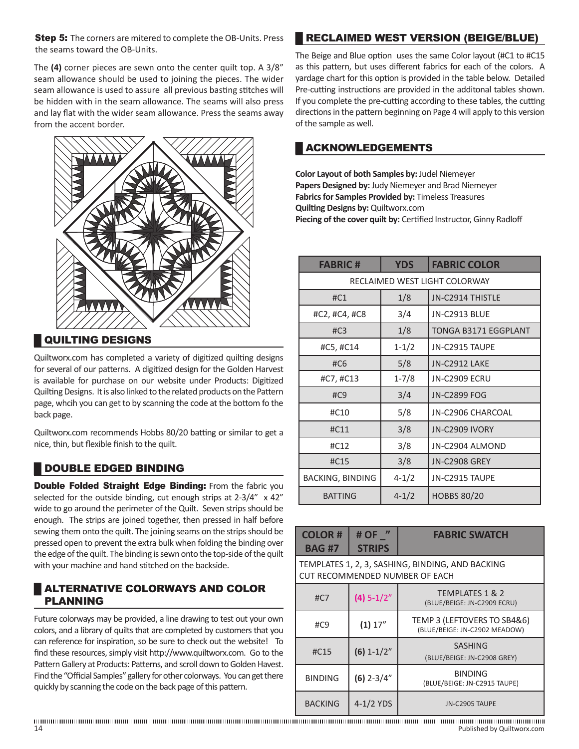**Step 5:** The corners are mitered to complete the OB-Units. Press the seams toward the OB-Units.

The **(4)** corner pieces are sewn onto the center quilt top. A 3/8" seam allowance should be used to joining the pieces. The wider seam allowance is used to assure all previous basting stitches will be hidden with in the seam allowance. The seams will also press and lay flat with the wider seam allowance. Press the seams away from the accent border.

## QUILTING DESIGNS

Quiltworx.com has completed a variety of digitized quilting designs for several of our patterns. A digitized design for the Golden Harvest is available for purchase on our website under Products: Digitized Quilting Designs. It is also linked to the related products on the Pattern page, whcih you can get to by scanning the code at the bottom fo the back page.

Quiltworx.com recommends Hobbs 80/20 batting or similar to get a nice, thin, but flexible finish to the quilt.

## DOUBLE EDGED BINDING

**Double Folded Straight Edge Binding:** From the fabric you selected for the outside binding, cut enough strips at 2-3/4" x 42" wide to go around the perimeter of the Quilt. Seven strips should be enough. The strips are joined together, then pressed in half before sewing them onto the quilt. The joining seams on the strips should be pressed open to prevent the extra bulk when folding the binding over the edge of the quilt. The binding is sewn onto the top-side of the quilt with your machine and hand stitched on the backside.

## ALTERNATIVE COLORWAYS AND COLOR PLANNING

Future colorways may be provided, a line drawing to test out your own colors, and a library of quilts that are completed by customers that you can reference for inspiration, so be sure to check out the website! To find these resources, simply visit http://www.quiltworx.com. Go to the Pattern Gallery at Products: Patterns, and scroll down to Golden Havest. Find the "Official Samples" gallery for other colorways. You can get there quickly by scanning the code on the back page of this pattern.

## RECLAIMED WEST VERSION (BEIGE/BLUE)

The Beige and Blue option uses the same Color layout (#C1 to #C15 as this pattern, but uses different fabrics for each of the colors. A yardage chart for this option is provided in the table below. Detailed Pre-cutting instructions are provided in the additonal tables shown. If you complete the pre-cutting according to these tables, the cutting directions in the pattern beginning on Page 4 will apply to this version of the sample as well.

## ACKNOWLEDGEMENTS

**Color Layout of both Samples by:** Judel Niemeyer
**Papers Designed by:** Judy Niemeyer and Brad Niemeyer
**Fabrics for Samples Provided by:** Timeless Treasures
**Quilting Designs by:** Quiltworx.com
**Piecing of the cover quilt by:** Certified Instructor, Ginny Radloff

| FABRIC # | YDS | FABRIC COLOR |
|---|---|---|
| RECLAIMED WEST LIGHT COLORWAY | | |
| #C1 | 1/8 | JN-C2914 THISTLE |
| #C2, #C4, #C8 | 3/4 | JN-C2913 BLUE |
| #C3 | 1/8 | TONGA B3171 EGGPLANT |
| #C5, #C14 | 1-1/2 | JN-C2915 TAUPE |
| #C6 | 5/8 | JN-C2912 LAKE |
| #C7, #C13 | 1-7/8 | JN-C2909 ECRU |
| #C9 | 3/4 | JN-C2899 FOG |
| #C10 | 5/8 | JN-C2906 CHARCOAL |
| #C11 | 3/8 | JN-C2909 IVORY |
| #C12 | 3/8 | JN-C2904 ALMOND |
| #C15 | 3/8 | JN-C2908 GREY |
| BACKING, BINDING | 4-1/2 | JN-C2915 TAUPE |
| BATTING | 4-1/2 | HOBBS 80/20 |

| COLOR # BAG #7 | # OF _" STRIPS | FABRIC SWATCH |
|---|---|---|
| TEMPLATES 1, 2, 3, SASHING, BINDING, AND BACKING CUT RECOMMENDED NUMBER OF EACH | | |
| #C7 | (4) 5-1/2" | TEMPLATES 1 & 2 (BLUE/BEIGE: JN-C2909 ECRU) |
| #C9 | (1) 17" | TEMP 3 (LEFTOVERS TO SB4&6) (BLUE/BEIGE: JN-C2902 MEADOW) |
| #C15 | (6) 1-1/2" | SASHING (BLUE/BEIGE: JN-C2908 GREY) |
| BINDING | (6) 2-3/4" | BINDING (BLUE/BEIGE: JN-C2915 TAUPE) |
| BACKING | 4-1/2 YDS | JN-C2905 TAUPE |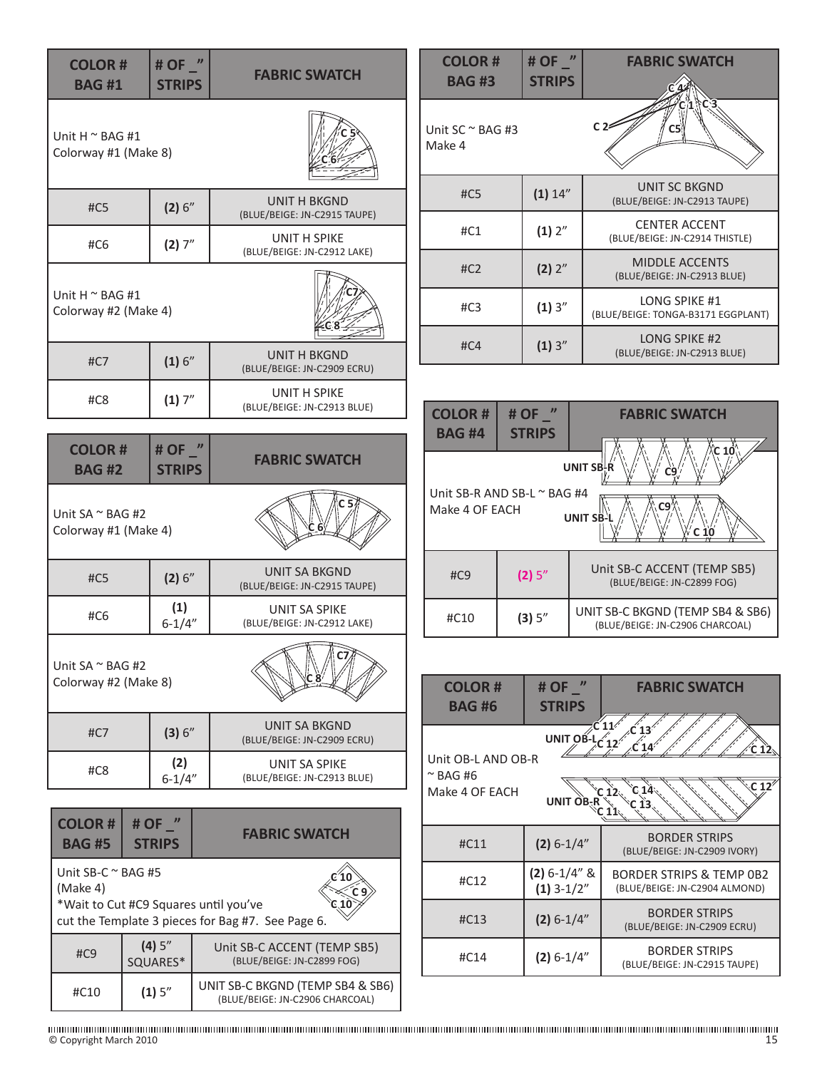| COLOR # BAG #1 | # OF _" STRIPS | FABRIC SWATCH |
| --- | --- | --- |
| Unit H ~ BAG #1 Colorway #1 (Make 8) | | C 5 C 6 |
| #C5 | **(2)** 6" | UNIT H BKGND (BLUE/BEIGE: JN-C2915 TAUPE) |
| #C6 | **(2)** 7" | UNIT H SPIKE (BLUE/BEIGE: JN-C2912 LAKE) |
| Unit H ~ BAG #1 Colorway #2 (Make 4) | | C7 C 8 |
| #C7 | **(1)** 6" | UNIT H BKGND (BLUE/BEIGE: JN-C2909 ECRU) |
| #C8 | **(1)** 7" | UNIT H SPIKE (BLUE/BEIGE: JN-C2913 BLUE) |

| COLOR # BAG #2 | # OF _" STRIPS | FABRIC SWATCH |
| --- | --- | --- |
| Unit SA ~ BAG #2 Colorway #1 (Make 4) | | C 5 C 6 |
| #C5 | **(2)** 6" | UNIT SA BKGND (BLUE/BEIGE: JN-C2915 TAUPE) |
| #C6 | **(1)** 6-1/4" | UNIT SA SPIKE (BLUE/BEIGE: JN-C2912 LAKE) |
| Unit SA ~ BAG #2 Colorway #2 (Make 8) | | C7 C 8 |
| #C7 | **(3)** 6" | UNIT SA BKGND (BLUE/BEIGE: JN-C2909 ECRU) |
| #C8 | **(2)** 6-1/4" | UNIT SA SPIKE (BLUE/BEIGE: JN-C2913 BLUE) |

| COLOR # BAG #5 | # OF _" STRIPS | FABRIC SWATCH |
| --- | --- | --- |
| Unit SB-C ~ BAG #5 (Make 4) *Wait to Cut #C9 Squares until you've cut the Template 3 pieces for Bag #7. See Page 6. | | C 10 C 9 C 10 |
| #C9 | **(4)** 5" SQUARES* | Unit SB-C ACCENT (TEMP SB5) (BLUE/BEIGE: JN-C2899 FOG) |
| #C10 | **(1)** 5" | UNIT SB-C BKGND (TEMP SB4 & SB6) (BLUE/BEIGE: JN-C2906 CHARCOAL) |

| COLOR # BAG #3 | # OF _" STRIPS | FABRIC SWATCH |
| --- | --- | --- |
| Unit SC ~ BAG #3 Make 4 | | C 4 C 1 C 3 C 2 C5 |
| #C5 | **(1)** 14" | UNIT SC BKGND (BLUE/BEIGE: JN-C2913 TAUPE) |
| #C1 | **(1)** 2" | CENTER ACCENT (BLUE/BEIGE: JN-C2914 THISTLE) |
| #C2 | **(2)** 2" | MIDDLE ACCENTS (BLUE/BEIGE: JN-C2913 BLUE) |
| #C3 | **(1)** 3" | LONG SPIKE #1 (BLUE/BEIGE: TONGA-B3171 EGGPLANT) |
| #C4 | **(1)** 3" | LONG SPIKE #2 (BLUE/BEIGE: JN-C2913 BLUE) |

| COLOR # BAG #4 | # OF _" STRIPS | FABRIC SWATCH |
| --- | --- | --- |
| Unit SB-R AND SB-L ~ BAG #4 Make 4 OF EACH | | UNIT SB-R C 10 C9 UNIT SB-L C9 C 10 |
| #C9 | **(2)** 5" | Unit SB-C ACCENT (TEMP SB5) (BLUE/BEIGE: JN-C2899 FOG) |
| #C10 | **(3)** 5" | UNIT SB-C BKGND (TEMP SB4 & SB6) (BLUE/BEIGE: JN-C2906 CHARCOAL) |

| COLOR # BAG #6 | # OF _" STRIPS | FABRIC SWATCH |
| --- | --- | --- |
| Unit OB-L AND OB-R ~ BAG #6 Make 4 OF EACH | | UNIT OB-L C 11 C 12 C 13 C 14 C 12 UNIT OB-R C 12 C 11 C 14 C 13 C 12 |
| #C11 | **(2)** 6-1/4" | BORDER STRIPS (BLUE/BEIGE: JN-C2909 IVORY) |
| #C12 | **(2)** 6-1/4" & **(1)** 3-1/2" | BORDER STRIPS & TEMP 0B2 (BLUE/BEIGE: JN-C2904 ALMOND) |
| #C13 | **(2)** 6-1/4" | BORDER STRIPS (BLUE/BEIGE: JN-C2909 ECRU) |
| #C14 | **(2)** 6-1/4" | BORDER STRIPS (BLUE/BEIGE: JN-C2915 TAUPE) |

© Copyright March 2010